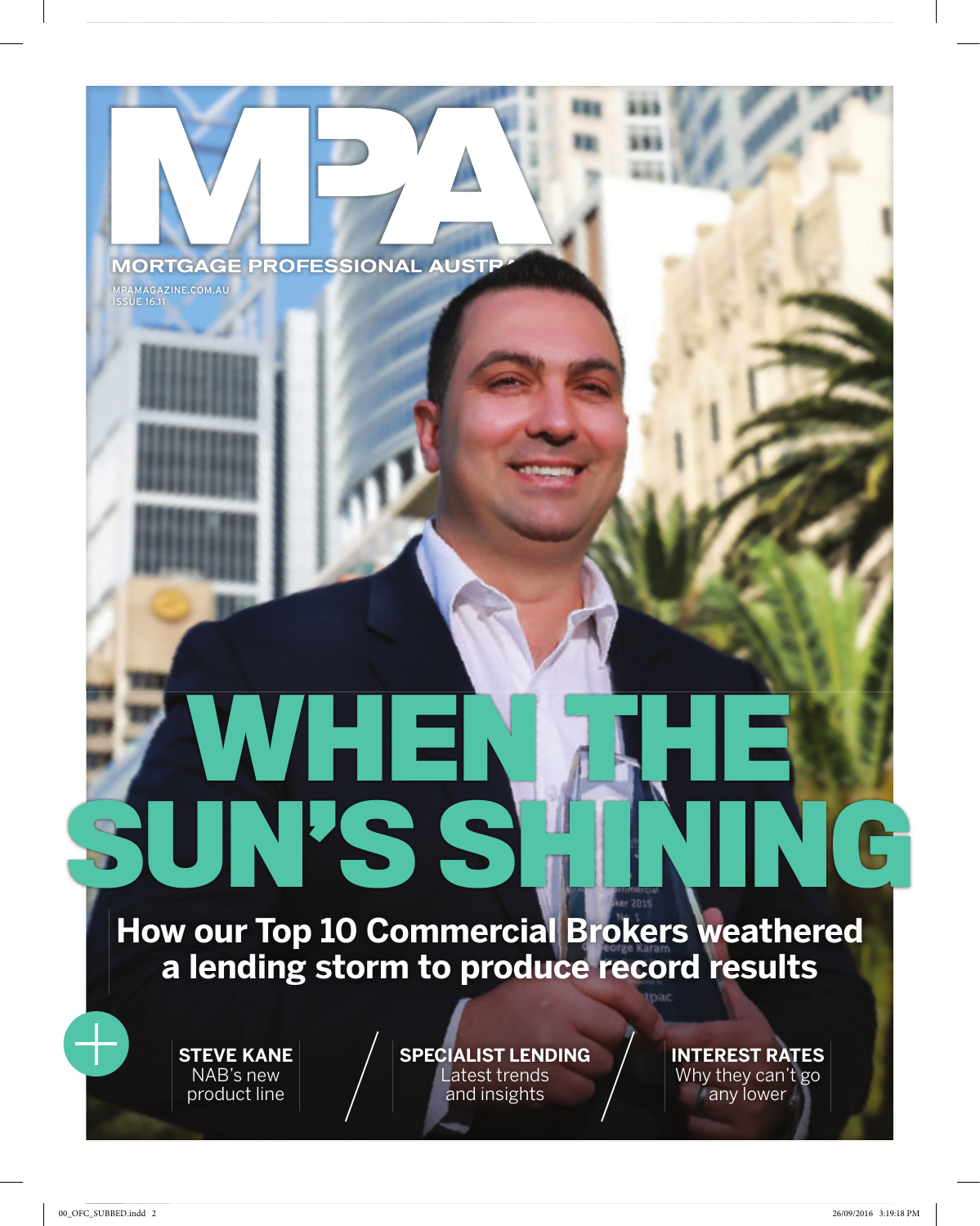# MPA

MORTGAGE PROFESSIONAL AUSTR

MPAMAGAZINE.COM.AU
ISSUE 16.11

# WHEN THE SUN'S SHINING

**How our Top 10 Commercial Brokers weathered a lending storm to produce record results**

**STEVE KANE**
NAB's new product line

**SPECIALIST LENDING**
Latest trends and insights

**INTEREST RATES**
Why they can't go any lower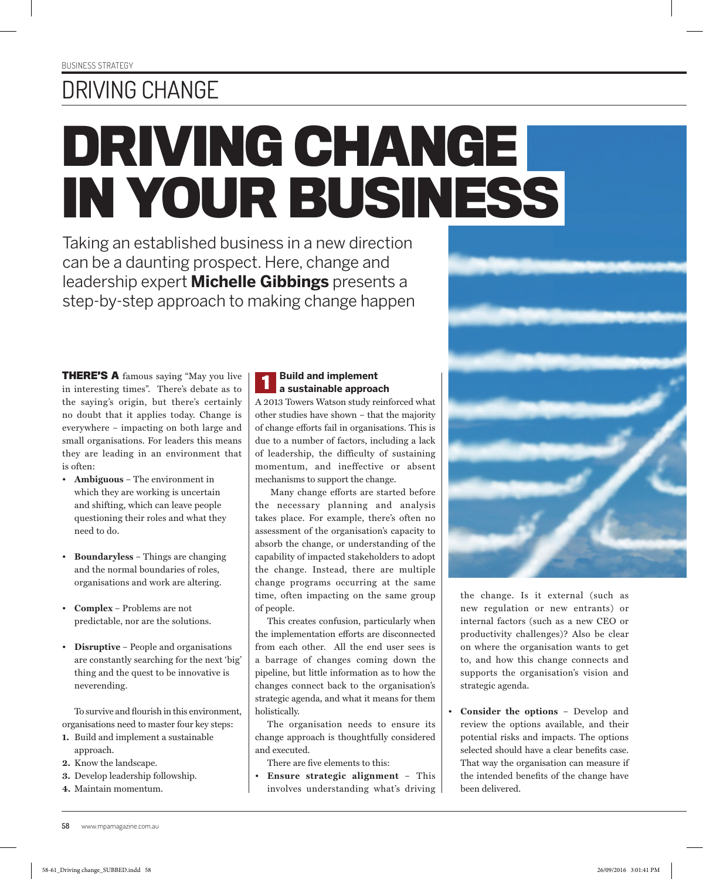BUSINESS STRATEGY

# DRIVING CHANGE IN YOUR BUSINESS

Taking an established business in a new direction can be a daunting prospect. Here, change and leadership expert **Michelle Gibbings** presents a step-by-step approach to making change happen

**THERE'S A** famous saying "May you live in interesting times". There's debate as to the saying's origin, but there's certainly no doubt that it applies today. Change is everywhere – impacting on both large and small organisations. For leaders this means they are leading in an environment that is often:

- **Ambiguous** – The environment in which they are working is uncertain and shifting, which can leave people questioning their roles and what they need to do.
- **Boundaryless** – Things are changing and the normal boundaries of roles, organisations and work are altering.
- **Complex** – Problems are not predictable, nor are the solutions.
- **Disruptive** – People and organisations are constantly searching for the next 'big' thing and the quest to be innovative is neverending.

To survive and flourish in this environment, organisations need to master four key steps:

1. Build and implement a sustainable approach.
2. Know the landscape.
3. Develop leadership followship.
4. Maintain momentum.

## 1 Build and implement a sustainable approach

A 2013 Towers Watson study reinforced what other studies have shown – that the majority of change efforts fail in organisations. This is due to a number of factors, including a lack of leadership, the difficulty of sustaining momentum, and ineffective or absent mechanisms to support the change.

Many change efforts are started before the necessary planning and analysis takes place. For example, there's often no assessment of the organisation's capacity to absorb the change, or understanding of the capability of impacted stakeholders to adopt the change. Instead, there are multiple change programs occurring at the same time, often impacting on the same group of people.

This creates confusion, particularly when the implementation efforts are disconnected from each other. All the end user sees is a barrage of changes coming down the pipeline, but little information as to how the changes connect back to the organisation's strategic agenda, and what it means for them holistically.

The organisation needs to ensure its change approach is thoughtfully considered and executed.

There are five elements to this:

- **Ensure strategic alignment** – This involves understanding what's driving the change. Is it external (such as new regulation or new entrants) or internal factors (such as a new CEO or productivity challenges)? Also be clear on where the organisation wants to get to, and how this change connects and supports the organisation's vision and strategic agenda.
- **Consider the options** – Develop and review the options available, and their potential risks and impacts. The options selected should have a clear benefits case. That way the organisation can measure if the intended benefits of the change have been delivered.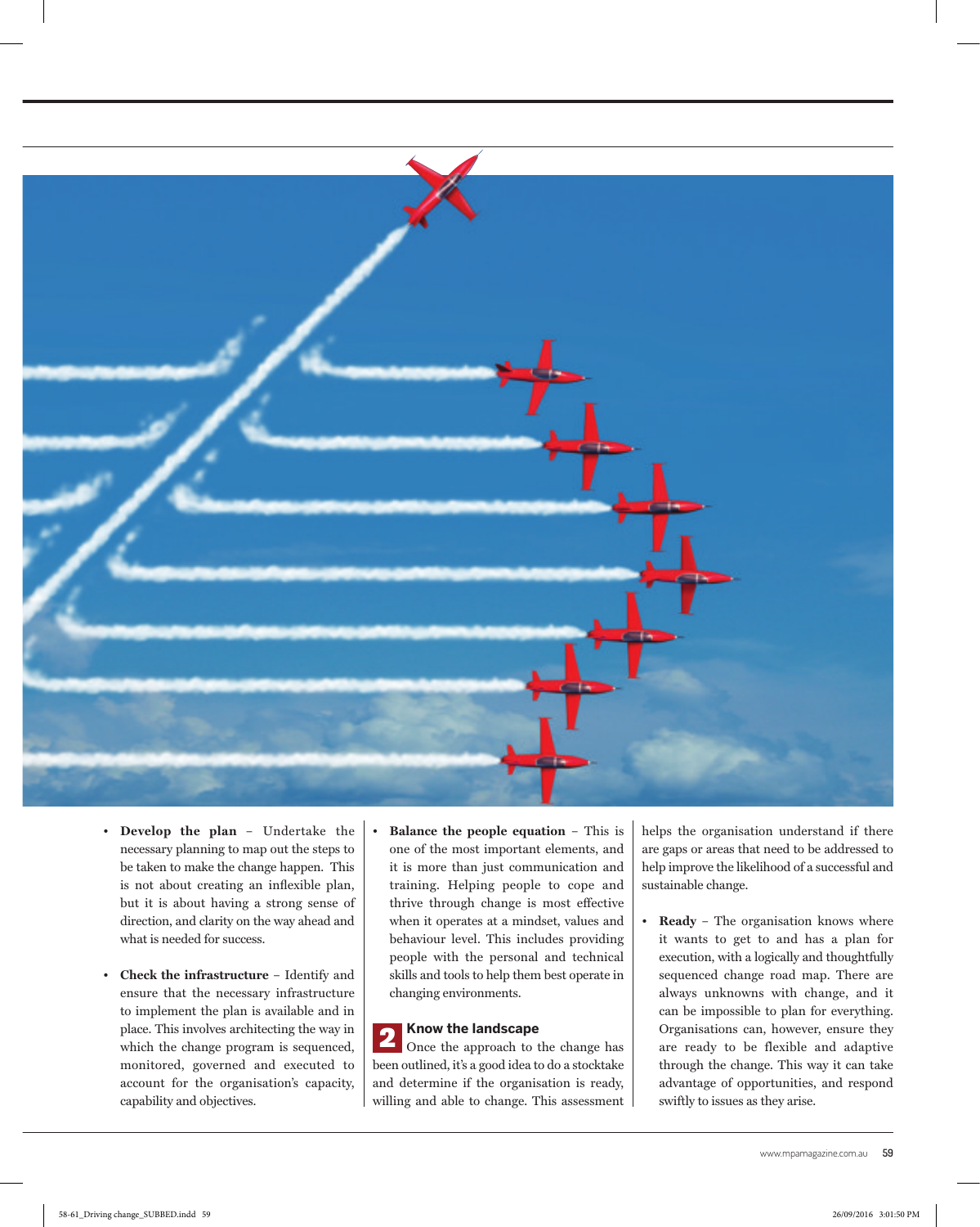- **Develop the plan** – Undertake the necessary planning to map out the steps to be taken to make the change happen. This is not about creating an inflexible plan, but it is about having a strong sense of direction, and clarity on the way ahead and what is needed for success.

- **Check the infrastructure** – Identify and ensure that the necessary infrastructure to implement the plan is available and in place. This involves architecting the way in which the change program is sequenced, monitored, governed and executed to account for the organisation's capacity, capability and objectives.

- **Balance the people equation** – This is one of the most important elements, and it is more than just communication and training. Helping people to cope and thrive through change is most effective when it operates at a mindset, values and behaviour level. This includes providing people with the personal and technical skills and tools to help them best operate in changing environments.

## 2 Know the landscape

Once the approach to the change has been outlined, it's a good idea to do a stocktake and determine if the organisation is ready, willing and able to change. This assessment helps the organisation understand if there are gaps or areas that need to be addressed to help improve the likelihood of a successful and sustainable change.

- **Ready** – The organisation knows where it wants to get to and has a plan for execution, with a logically and thoughtfully sequenced change road map. There are always unknowns with change, and it can be impossible to plan for everything. Organisations can, however, ensure they are ready to be flexible and adaptive through the change. This way it can take advantage of opportunities, and respond swiftly to issues as they arise.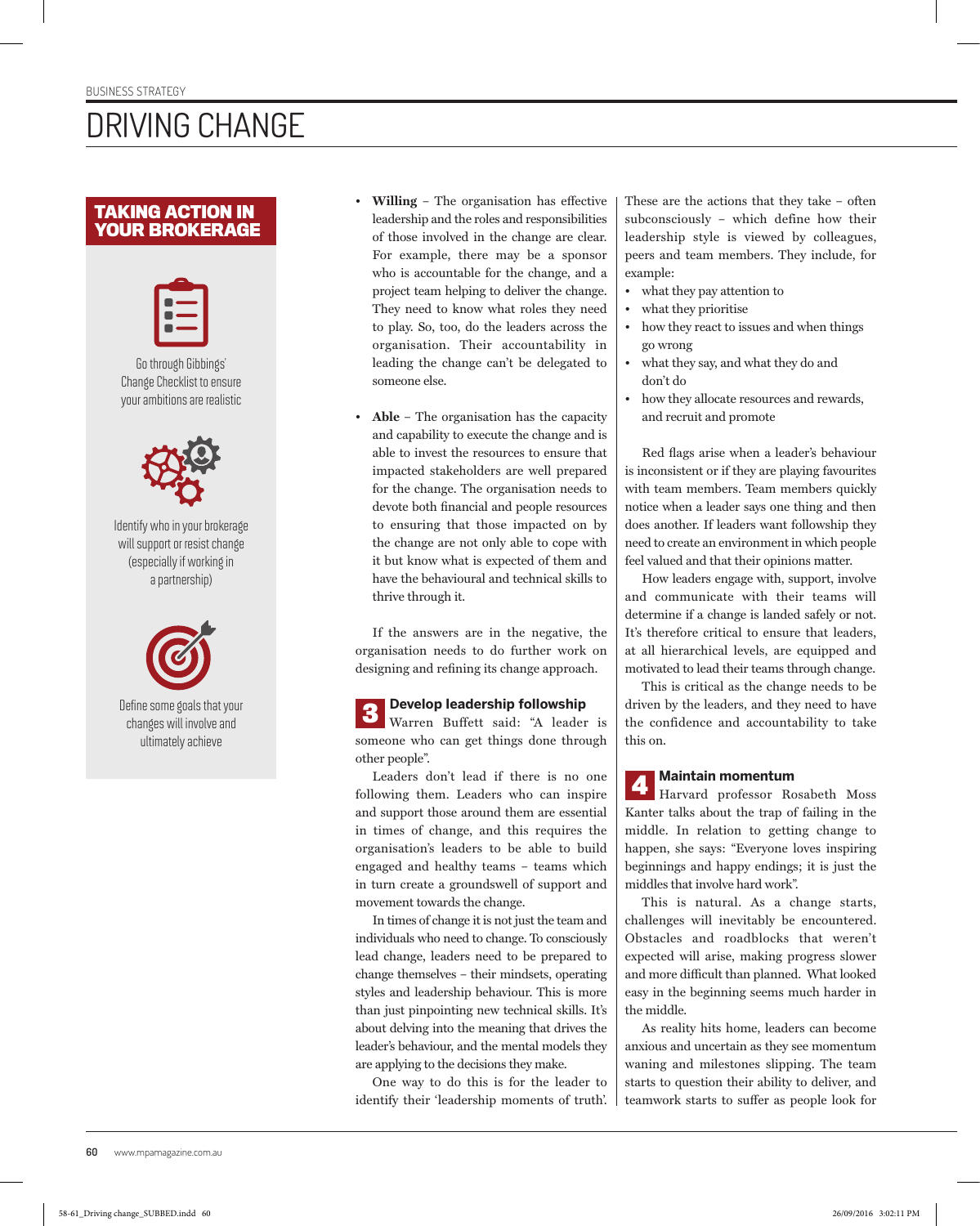# DRIVING CHANGE

## TAKING ACTION IN YOUR BROKERAGE

Go through Gibbings' Change Checklist to ensure your ambitions are realistic

Identify who in your brokerage will support or resist change (especially if working in a partnership)

Define some goals that your changes will involve and ultimately achieve

- **Willing** – The organisation has effective leadership and the roles and responsibilities of those involved in the change are clear. For example, there may be a sponsor who is accountable for the change, and a project team helping to deliver the change. They need to know what roles they need to play. So, too, do the leaders across the organisation. Their accountability in leading the change can't be delegated to someone else.

- **Able** – The organisation has the capacity and capability to execute the change and is able to invest the resources to ensure that impacted stakeholders are well prepared for the change. The organisation needs to devote both financial and people resources to ensuring that those impacted on by the change are not only able to cope with it but know what is expected of them and have the behavioural and technical skills to thrive through it.

If the answers are in the negative, the organisation needs to do further work on designing and refining its change approach.

### 3 Develop leadership followship

Warren Buffett said: "A leader is someone who can get things done through other people".

Leaders don't lead if there is no one following them. Leaders who can inspire and support those around them are essential in times of change, and this requires the organisation's leaders to be able to build engaged and healthy teams – teams which in turn create a groundswell of support and movement towards the change.

In times of change it is not just the team and individuals who need to change. To consciously lead change, leaders need to be prepared to change themselves – their mindsets, operating styles and leadership behaviour. This is more than just pinpointing new technical skills. It's about delving into the meaning that drives the leader's behaviour, and the mental models they are applying to the decisions they make.

One way to do this is for the leader to identify their 'leadership moments of truth'. These are the actions that they take – often subconsciously – which define how their leadership style is viewed by colleagues, peers and team members. They include, for example:

- what they pay attention to
- what they prioritise
- how they react to issues and when things go wrong
- what they say, and what they do and don't do
- how they allocate resources and rewards, and recruit and promote

Red flags arise when a leader's behaviour is inconsistent or if they are playing favourites with team members. Team members quickly notice when a leader says one thing and then does another. If leaders want followship they need to create an environment in which people feel valued and that their opinions matter.

How leaders engage with, support, involve and communicate with their teams will determine if a change is landed safely or not. It's therefore critical to ensure that leaders, at all hierarchical levels, are equipped and motivated to lead their teams through change.

This is critical as the change needs to be driven by the leaders, and they need to have the confidence and accountability to take this on.

### 4 Maintain momentum

Harvard professor Rosabeth Moss Kanter talks about the trap of failing in the middle. In relation to getting change to happen, she says: "Everyone loves inspiring beginnings and happy endings; it is just the middles that involve hard work".

This is natural. As a change starts, challenges will inevitably be encountered. Obstacles and roadblocks that weren't expected will arise, making progress slower and more difficult than planned. What looked easy in the beginning seems much harder in the middle.

As reality hits home, leaders can become anxious and uncertain as they see momentum waning and milestones slipping. The team starts to question their ability to deliver, and teamwork starts to suffer as people look for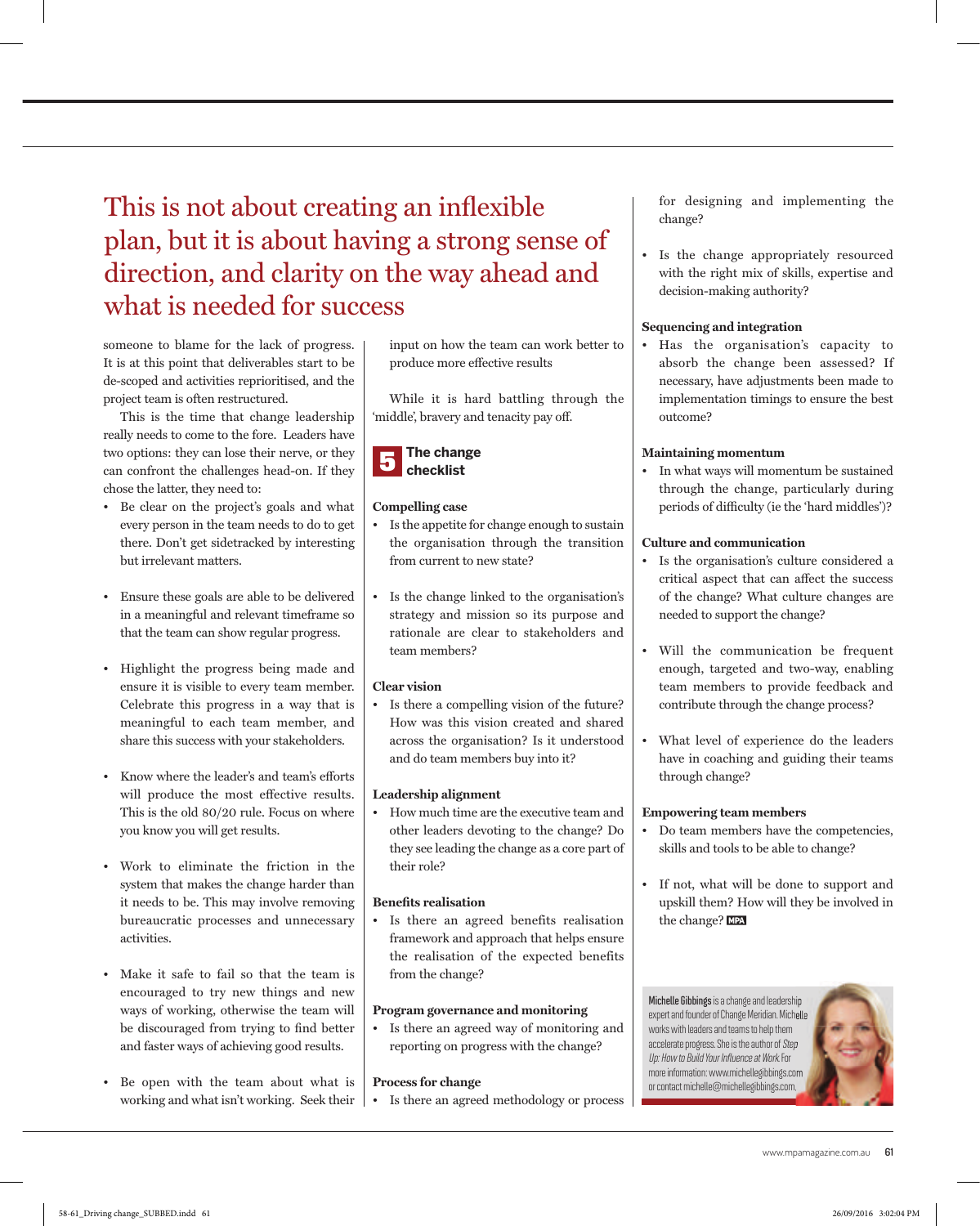## This is not about creating an inflexible plan, but it is about having a strong sense of direction, and clarity on the way ahead and what is needed for success

someone to blame for the lack of progress. It is at this point that deliverables start to be de-scoped and activities reprioritised, and the project team is often restructured.

This is the time that change leadership really needs to come to the fore. Leaders have two options: they can lose their nerve, or they can confront the challenges head-on. If they chose the latter, they need to:

- Be clear on the project's goals and what every person in the team needs to do to get there. Don't get sidetracked by interesting but irrelevant matters.
- Ensure these goals are able to be delivered in a meaningful and relevant timeframe so that the team can show regular progress.
- Highlight the progress being made and ensure it is visible to every team member. Celebrate this progress in a way that is meaningful to each team member, and share this success with your stakeholders.
- Know where the leader's and team's efforts will produce the most effective results. This is the old 80/20 rule. Focus on where you know you will get results.
- Work to eliminate the friction in the system that makes the change harder than it needs to be. This may involve removing bureaucratic processes and unnecessary activities.
- Make it safe to fail so that the team is encouraged to try new things and new ways of working, otherwise the team will be discouraged from trying to find better and faster ways of achieving good results.
- Be open with the team about what is working and what isn't working. Seek their input on how the team can work better to produce more effective results

While it is hard battling through the 'middle', bravery and tenacity pay off.

## 5 The change checklist

**Compelling case**

- Is the appetite for change enough to sustain the organisation through the transition from current to new state?
- Is the change linked to the organisation's strategy and mission so its purpose and rationale are clear to stakeholders and team members?

**Clear vision**

- Is there a compelling vision of the future? How was this vision created and shared across the organisation? Is it understood and do team members buy into it?

**Leadership alignment**

- How much time are the executive team and other leaders devoting to the change? Do they see leading the change as a core part of their role?

**Benefits realisation**

- Is there an agreed benefits realisation framework and approach that helps ensure the realisation of the expected benefits from the change?

**Program governance and monitoring**

- Is there an agreed way of monitoring and reporting on progress with the change?

**Process for change**

- Is there an agreed methodology or process for designing and implementing the change?
- Is the change appropriately resourced with the right mix of skills, expertise and decision-making authority?

**Sequencing and integration**

- Has the organisation's capacity to absorb the change been assessed? If necessary, have adjustments been made to implementation timings to ensure the best outcome?

**Maintaining momentum**

- In what ways will momentum be sustained through the change, particularly during periods of difficulty (ie the 'hard middles')?

**Culture and communication**

- Is the organisation's culture considered a critical aspect that can affect the success of the change? What culture changes are needed to support the change?
- Will the communication be frequent enough, targeted and two-way, enabling team members to provide feedback and contribute through the change process?
- What level of experience do the leaders have in coaching and guiding their teams through change?

**Empowering team members**

- Do team members have the competencies, skills and tools to be able to change?
- If not, what will be done to support and upskill them? How will they be involved in the change? MPA

**Michelle Gibbings** is a change and leadership expert and founder of Change Meridian. Michelle works with leaders and teams to help them accelerate progress. She is the author of *Step Up: How to Build Your Influence at Work*. For more information: www.michellegibbings.com or contact michelle@michellegibbings.com.